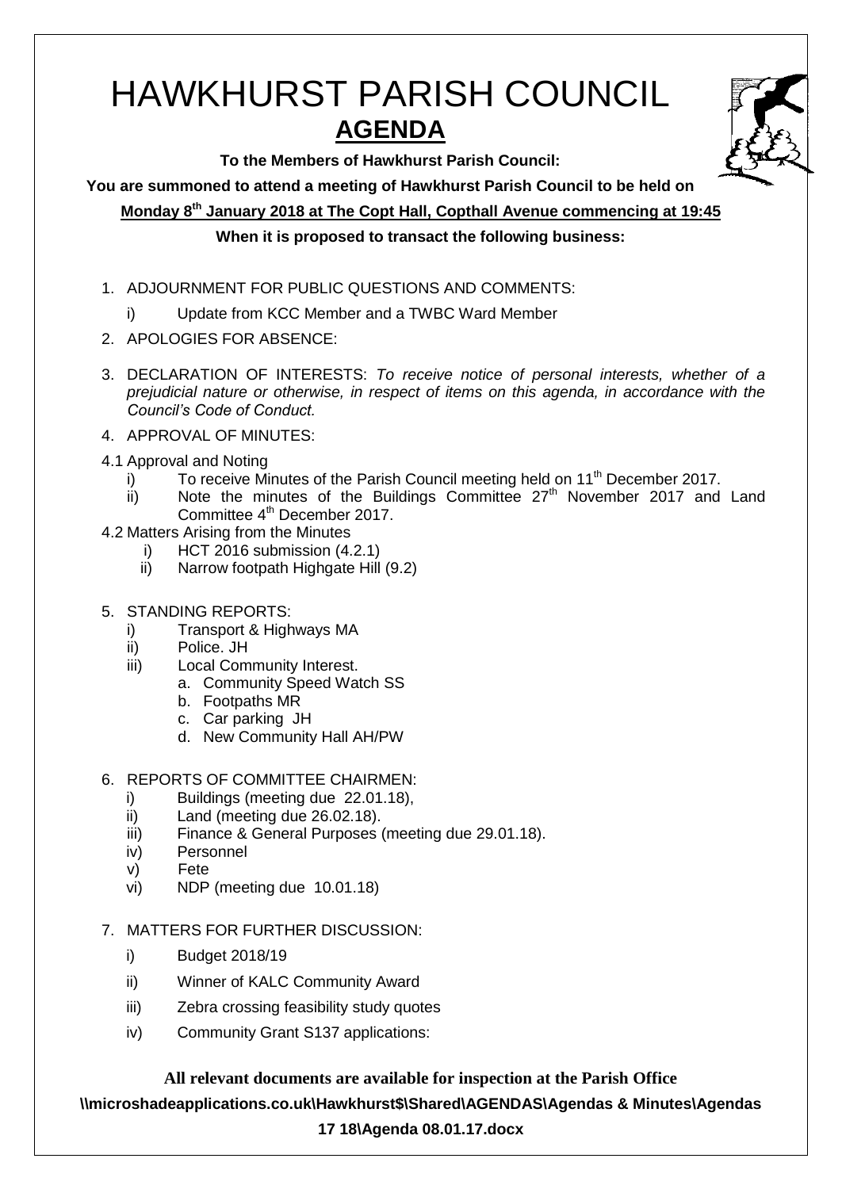# HAWKHURST PARISH COUNCIL

## AGENDA

**To the Members of Hawkhurst Parish Council:**

**You are summoned to attend a meeting of Hawkhurst Parish Council to be held on**

**Monday 8th January 2018 at The Copt Hall, Copthall Avenue commencing at 19:45**

**When it is proposed to transact the following business:**

1. ADJOURNMENT FOR PUBLIC QUESTIONS AND COMMENTS:
   i) Update from KCC Member and a TWBC Ward Member
2. APOLOGIES FOR ABSENCE:
3. DECLARATION OF INTERESTS: *To receive notice of personal interests, whether of a prejudicial nature or otherwise, in respect of items on this agenda, in accordance with the Council's Code of Conduct.*
4. APPROVAL OF MINUTES:

4.1 Approval and Noting
   i) To receive Minutes of the Parish Council meeting held on 11th December 2017.
   ii) Note the minutes of the Buildings Committee 27th November 2017 and Land Committee 4th December 2017.

4.2 Matters Arising from the Minutes
   i) HCT 2016 submission (4.2.1)
   ii) Narrow footpath Highgate Hill (9.2)

5. STANDING REPORTS:
   i) Transport & Highways MA
   ii) Police. JH
   iii) Local Community Interest.
      a. Community Speed Watch SS
      b. Footpaths MR
      c. Car parking JH
      d. New Community Hall AH/PW
6. REPORTS OF COMMITTEE CHAIRMEN:
   i) Buildings (meeting due 22.01.18),
   ii) Land (meeting due 26.02.18).
   iii) Finance & General Purposes (meeting due 29.01.18).
   iv) Personnel
   v) Fete
   vi) NDP (meeting due 10.01.18)
7. MATTERS FOR FURTHER DISCUSSION:
   i) Budget 2018/19
   ii) Winner of KALC Community Award
   iii) Zebra crossing feasibility study quotes
   iv) Community Grant S137 applications:

**All relevant documents are available for inspection at the Parish Office**

**\\microshadeapplications.co.uk\Hawkhurst$\Shared\AGENDAS\Agendas & Minutes\Agendas 17 18\Agenda 08.01.17.docx**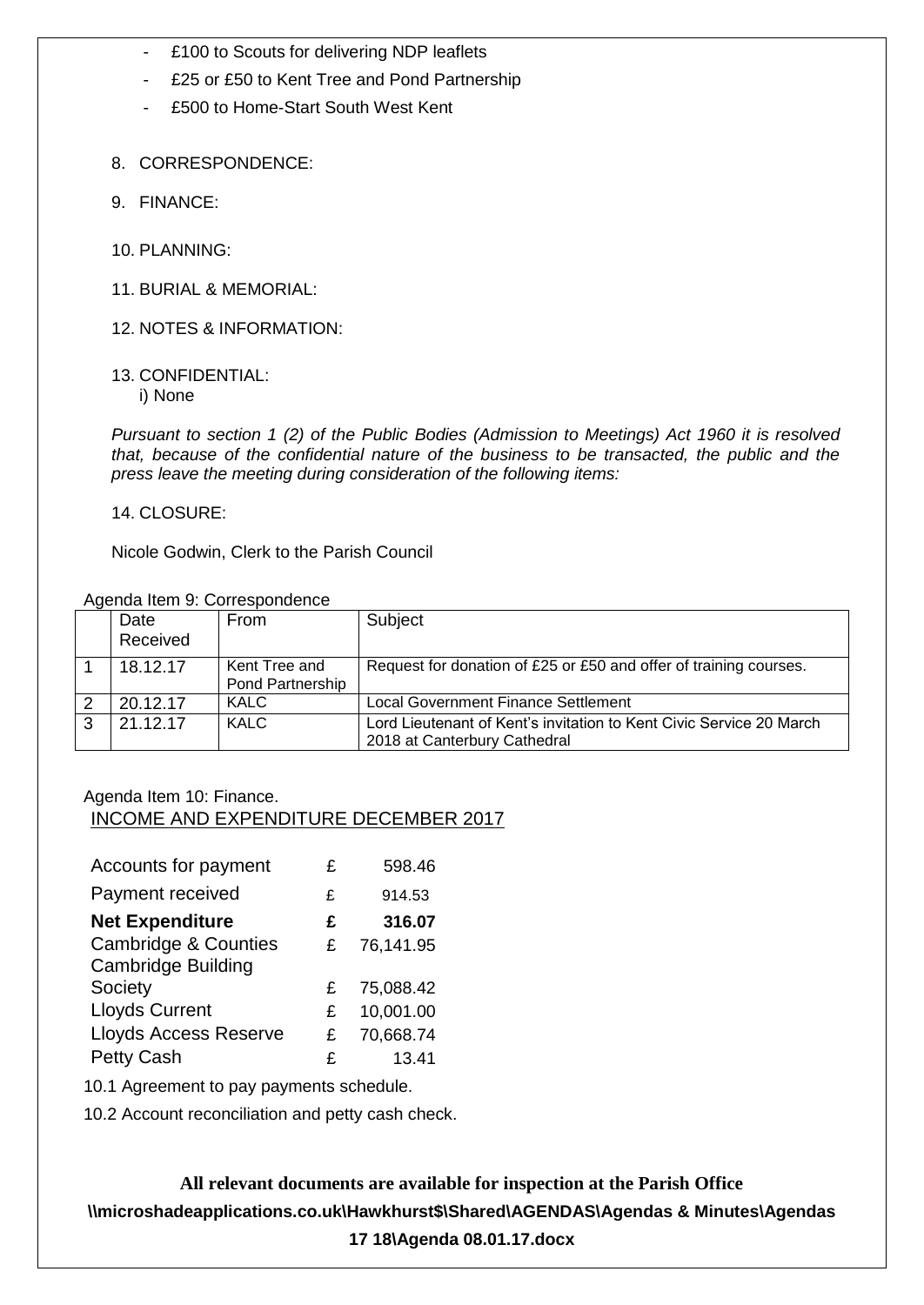- £100 to Scouts for delivering NDP leaflets
- £25 or £50 to Kent Tree and Pond Partnership
- £500 to Home-Start South West Kent

8. CORRESPONDENCE:

9. FINANCE:

10. PLANNING:

11. BURIAL & MEMORIAL:

12. NOTES & INFORMATION:

13. CONFIDENTIAL:
    i) None

*Pursuant to section 1 (2) of the Public Bodies (Admission to Meetings) Act 1960 it is resolved that, because of the confidential nature of the business to be transacted, the public and the press leave the meeting during consideration of the following items:*

14. CLOSURE:

Nicole Godwin, Clerk to the Parish Council

Agenda Item 9: Correspondence

| | Date Received | From | Subject |
|---|---|---|---|
| 1 | 18.12.17 | Kent Tree and Pond Partnership | Request for donation of £25 or £50 and offer of training courses. |
| 2 | 20.12.17 | KALC | Local Government Finance Settlement |
| 3 | 21.12.17 | KALC | Lord Lieutenant of Kent's invitation to Kent Civic Service 20 March 2018 at Canterbury Cathedral |

Agenda Item 10: Finance.

INCOME AND EXPENDITURE DECEMBER 2017

| | | |
|---|---|---|
| Accounts for payment | £ | 598.46 |
| Payment received | £ | 914.53 |
| **Net Expenditure** | **£** | **316.07** |
| Cambridge & Counties | £ | 76,141.95 |
| Cambridge Building Society | £ | 75,088.42 |
| Lloyds Current | £ | 10,001.00 |
| Lloyds Access Reserve | £ | 70,668.74 |
| Petty Cash | £ | 13.41 |

10.1 Agreement to pay payments schedule.

10.2 Account reconciliation and petty cash check.

**All relevant documents are available for inspection at the Parish Office**

**\\microshadeapplications.co.uk\Hawkhurst$\Shared\AGENDAS\Agendas & Minutes\Agendas 17 18\Agenda 08.01.17.docx**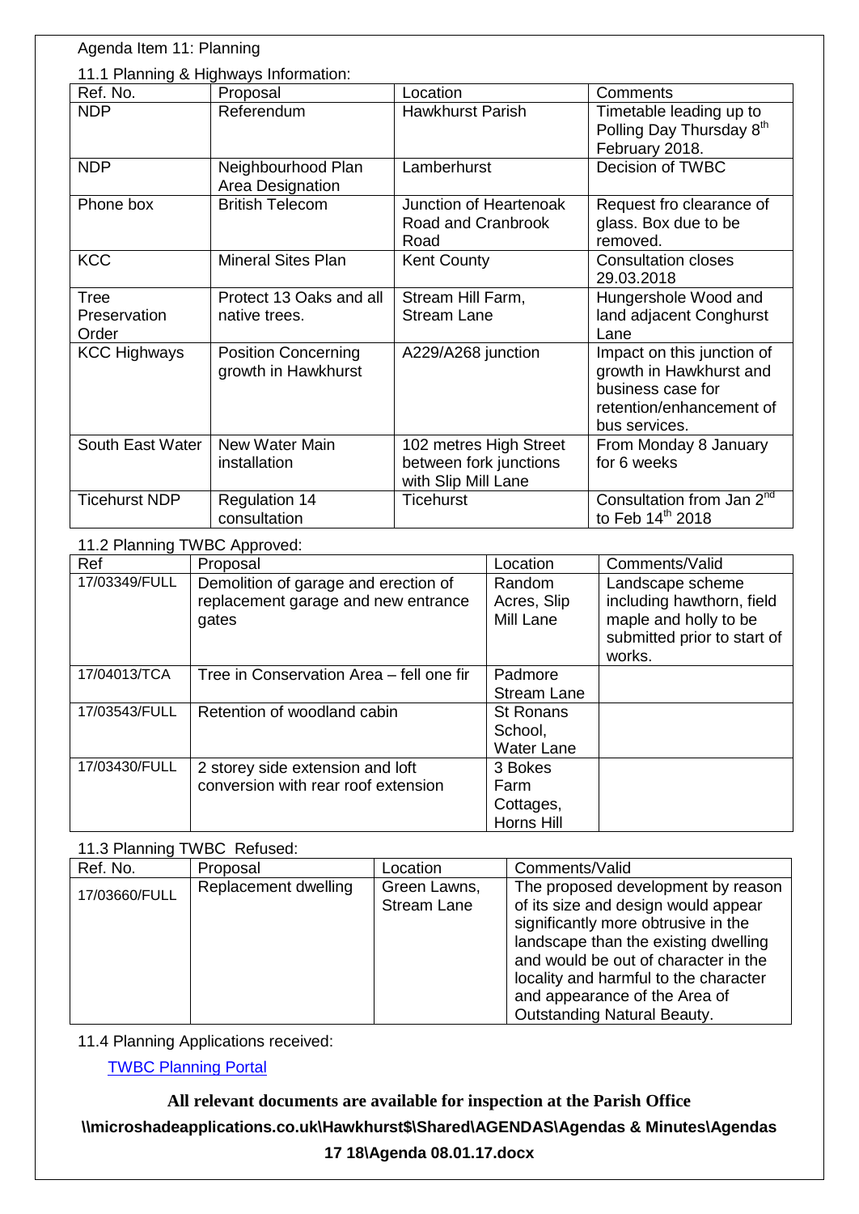Agenda Item 11: Planning

11.1 Planning & Highways Information:

| Ref. No. | Proposal | Location | Comments |
|---|---|---|---|
| NDP | Referendum | Hawkhurst Parish | Timetable leading up to Polling Day Thursday 8th February 2018. |
| NDP | Neighbourhood Plan Area Designation | Lamberhurst | Decision of TWBC |
| Phone box | British Telecom | Junction of Heartenoak Road and Cranbrook Road | Request fro clearance of glass. Box due to be removed. |
| KCC | Mineral Sites Plan | Kent County | Consultation closes 29.03.2018 |
| Tree Preservation Order | Protect 13 Oaks and all native trees. | Stream Hill Farm, Stream Lane | Hungershole Wood and land adjacent Conghurst Lane |
| KCC Highways | Position Concerning growth in Hawkhurst | A229/A268 junction | Impact on this junction of growth in Hawkhurst and business case for retention/enhancement of bus services. |
| South East Water | New Water Main installation | 102 metres High Street between fork junctions with Slip Mill Lane | From Monday 8 January for 6 weeks |
| Ticehurst NDP | Regulation 14 consultation | Ticehurst | Consultation from Jan 2nd to Feb 14th 2018 |

11.2 Planning TWBC Approved:

| Ref | Proposal | Location | Comments/Valid |
|---|---|---|---|
| 17/03349/FULL | Demolition of garage and erection of replacement garage and new entrance gates | Random Acres, Slip Mill Lane | Landscape scheme including hawthorn, field maple and holly to be submitted prior to start of works. |
| 17/04013/TCA | Tree in Conservation Area – fell one fir | Padmore Stream Lane | |
| 17/03543/FULL | Retention of woodland cabin | St Ronans School, Water Lane | |
| 17/03430/FULL | 2 storey side extension and loft conversion with rear roof extension | 3 Bokes Farm Cottages, Horns Hill | |

11.3 Planning TWBC Refused:

| Ref. No. | Proposal | Location | Comments/Valid |
|---|---|---|---|
| 17/03660/FULL | Replacement dwelling | Green Lawns, Stream Lane | The proposed development by reason of its size and design would appear significantly more obtrusive in the landscape than the existing dwelling and would be out of character in the locality and harmful to the character and appearance of the Area of Outstanding Natural Beauty. |

11.4 Planning Applications received:

TWBC Planning Portal

**All relevant documents are available for inspection at the Parish Office**

**\\microshadeapplications.co.uk\Hawkhurst$\Shared\AGENDAS\Agendas & Minutes\Agendas 17 18\Agenda 08.01.17.docx**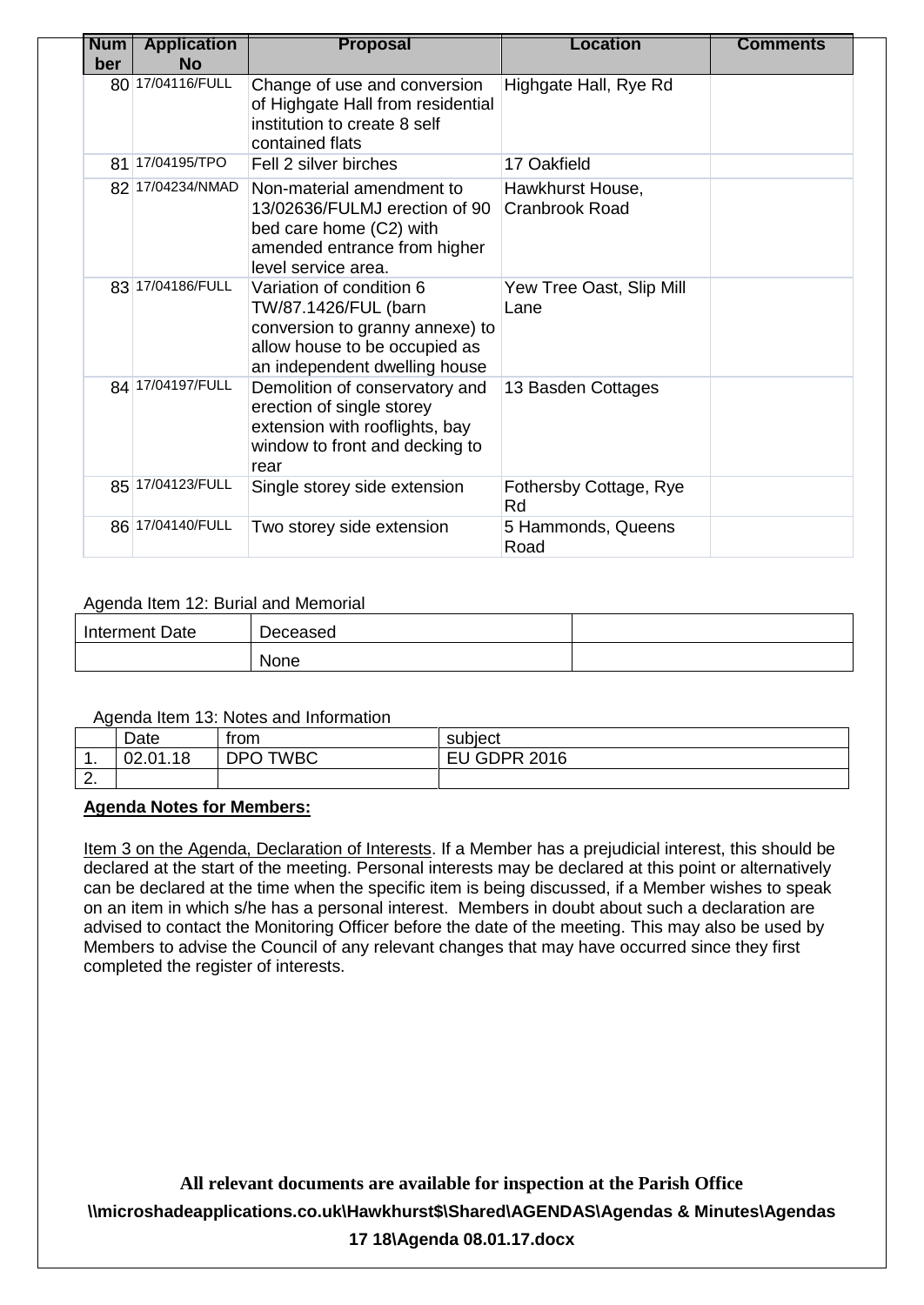| Number | Application No | Proposal | Location | Comments |
|---|---|---|---|---|
| 80 | 17/04116/FULL | Change of use and conversion of Highgate Hall from residential institution to create 8 self contained flats | Highgate Hall, Rye Rd | |
| 81 | 17/04195/TPO | Fell 2 silver birches | 17 Oakfield | |
| 82 | 17/04234/NMAD | Non-material amendment to 13/02636/FULMJ erection of 90 bed care home (C2) with amended entrance from higher level service area. | Hawkhurst House, Cranbrook Road | |
| 83 | 17/04186/FULL | Variation of condition 6 TW/87.1426/FUL (barn conversion to granny annexe) to allow house to be occupied as an independent dwelling house | Yew Tree Oast, Slip Mill Lane | |
| 84 | 17/04197/FULL | Demolition of conservatory and erection of single storey extension with rooflights, bay window to front and decking to rear | 13 Basden Cottages | |
| 85 | 17/04123/FULL | Single storey side extension | Fothersby Cottage, Rye Rd | |
| 86 | 17/04140/FULL | Two storey side extension | 5 Hammonds, Queens Road | |

Agenda Item 12: Burial and Memorial

| Interment Date | Deceased | |
|---|---|---|
| | None | |

Agenda Item 13: Notes and Information

| | Date | from | subject |
|---|---|---|---|
| 1. | 02.01.18 | DPO TWBC | EU GDPR 2016 |
| 2. | | | |

**Agenda Notes for Members:**

Item 3 on the Agenda, Declaration of Interests. If a Member has a prejudicial interest, this should be declared at the start of the meeting. Personal interests may be declared at this point or alternatively can be declared at the time when the specific item is being discussed, if a Member wishes to speak on an item in which s/he has a personal interest. Members in doubt about such a declaration are advised to contact the Monitoring Officer before the date of the meeting. This may also be used by Members to advise the Council of any relevant changes that may have occurred since they first completed the register of interests.

**All relevant documents are available for inspection at the Parish Office**

**\\microshadeapplications.co.uk\Hawkhurst$\Shared\AGENDAS\Agendas & Minutes\Agendas 17 18\Agenda 08.01.17.docx**